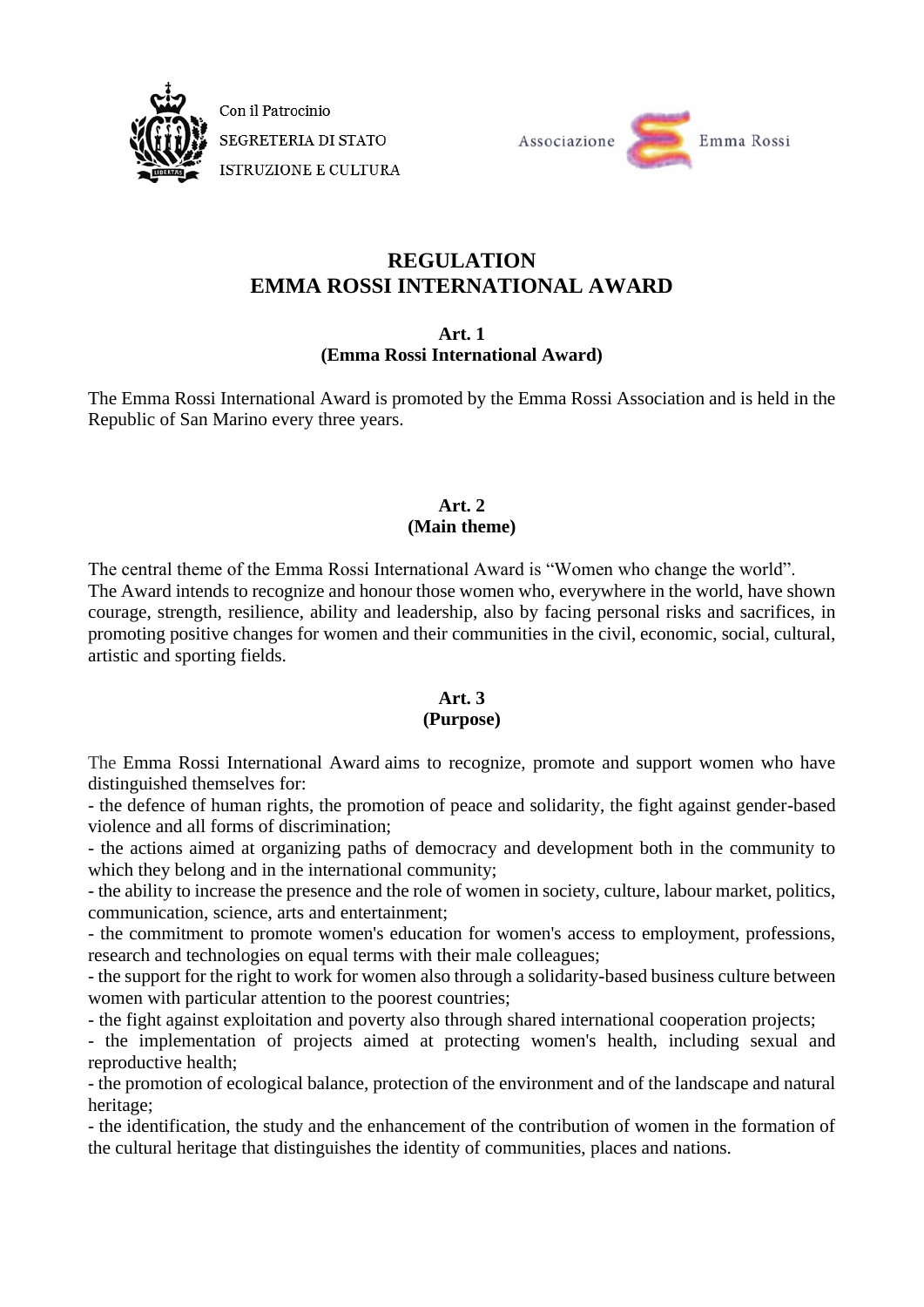Con il Patrocinio
SEGRETERIA DI STATO
ISTRUZIONE E CULTURA

Associazione Emma Rossi

# REGULATION
# EMMA ROSSI INTERNATIONAL AWARD

### Art. 1
### (Emma Rossi International Award)

The Emma Rossi International Award is promoted by the Emma Rossi Association and is held in the Republic of San Marino every three years.

### Art. 2
### (Main theme)

The central theme of the Emma Rossi International Award is "Women who change the world".
The Award intends to recognize and honour those women who, everywhere in the world, have shown courage, strength, resilience, ability and leadership, also by facing personal risks and sacrifices, in promoting positive changes for women and their communities in the civil, economic, social, cultural, artistic and sporting fields.

### Art. 3
### (Purpose)

The Emma Rossi International Award aims to recognize, promote and support women who have distinguished themselves for:
- the defence of human rights, the promotion of peace and solidarity, the fight against gender-based violence and all forms of discrimination;
- the actions aimed at organizing paths of democracy and development both in the community to which they belong and in the international community;
- the ability to increase the presence and the role of women in society, culture, labour market, politics, communication, science, arts and entertainment;
- the commitment to promote women's education for women's access to employment, professions, research and technologies on equal terms with their male colleagues;
- the support for the right to work for women also through a solidarity-based business culture between women with particular attention to the poorest countries;
- the fight against exploitation and poverty also through shared international cooperation projects;
- the implementation of projects aimed at protecting women's health, including sexual and reproductive health;
- the promotion of ecological balance, protection of the environment and of the landscape and natural heritage;
- the identification, the study and the enhancement of the contribution of women in the formation of the cultural heritage that distinguishes the identity of communities, places and nations.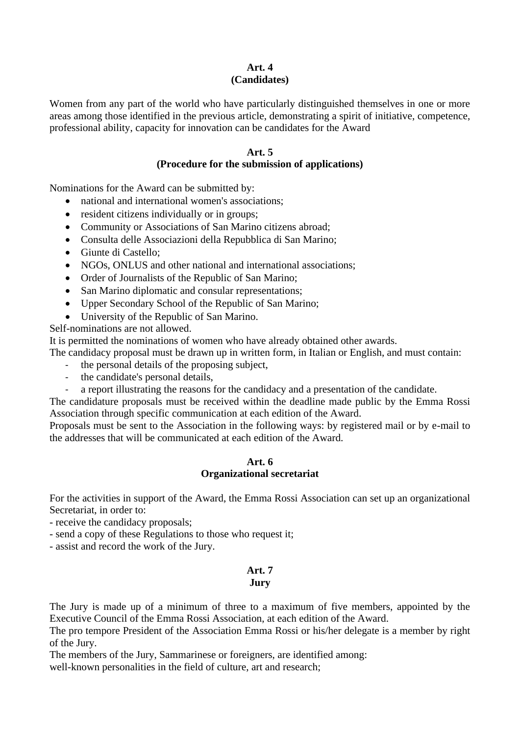## Art. 4
## (Candidates)

Women from any part of the world who have particularly distinguished themselves in one or more areas among those identified in the previous article, demonstrating a spirit of initiative, competence, professional ability, capacity for innovation can be candidates for the Award

## Art. 5
## (Procedure for the submission of applications)

Nominations for the Award can be submitted by:

- national and international women's associations;
- resident citizens individually or in groups;
- Community or Associations of San Marino citizens abroad;
- Consulta delle Associazioni della Repubblica di San Marino;
- Giunte di Castello;
- NGOs, ONLUS and other national and international associations;
- Order of Journalists of the Republic of San Marino;
- San Marino diplomatic and consular representations;
- Upper Secondary School of the Republic of San Marino;
- University of the Republic of San Marino.

Self-nominations are not allowed.
It is permitted the nominations of women who have already obtained other awards.
The candidacy proposal must be drawn up in written form, in Italian or English, and must contain:

- the personal details of the proposing subject,
- the candidate's personal details,
- a report illustrating the reasons for the candidacy and a presentation of the candidate.

The candidature proposals must be received within the deadline made public by the Emma Rossi Association through specific communication at each edition of the Award.
Proposals must be sent to the Association in the following ways: by registered mail or by e-mail to the addresses that will be communicated at each edition of the Award.

## Art. 6
## Organizational secretariat

For the activities in support of the Award, the Emma Rossi Association can set up an organizational Secretariat, in order to:
- receive the candidacy proposals;
- send a copy of these Regulations to those who request it;
- assist and record the work of the Jury.

## Art. 7
## Jury

The Jury is made up of a minimum of three to a maximum of five members, appointed by the Executive Council of the Emma Rossi Association, at each edition of the Award.
The pro tempore President of the Association Emma Rossi or his/her delegate is a member by right of the Jury.
The members of the Jury, Sammarinese or foreigners, are identified among:
well-known personalities in the field of culture, art and research;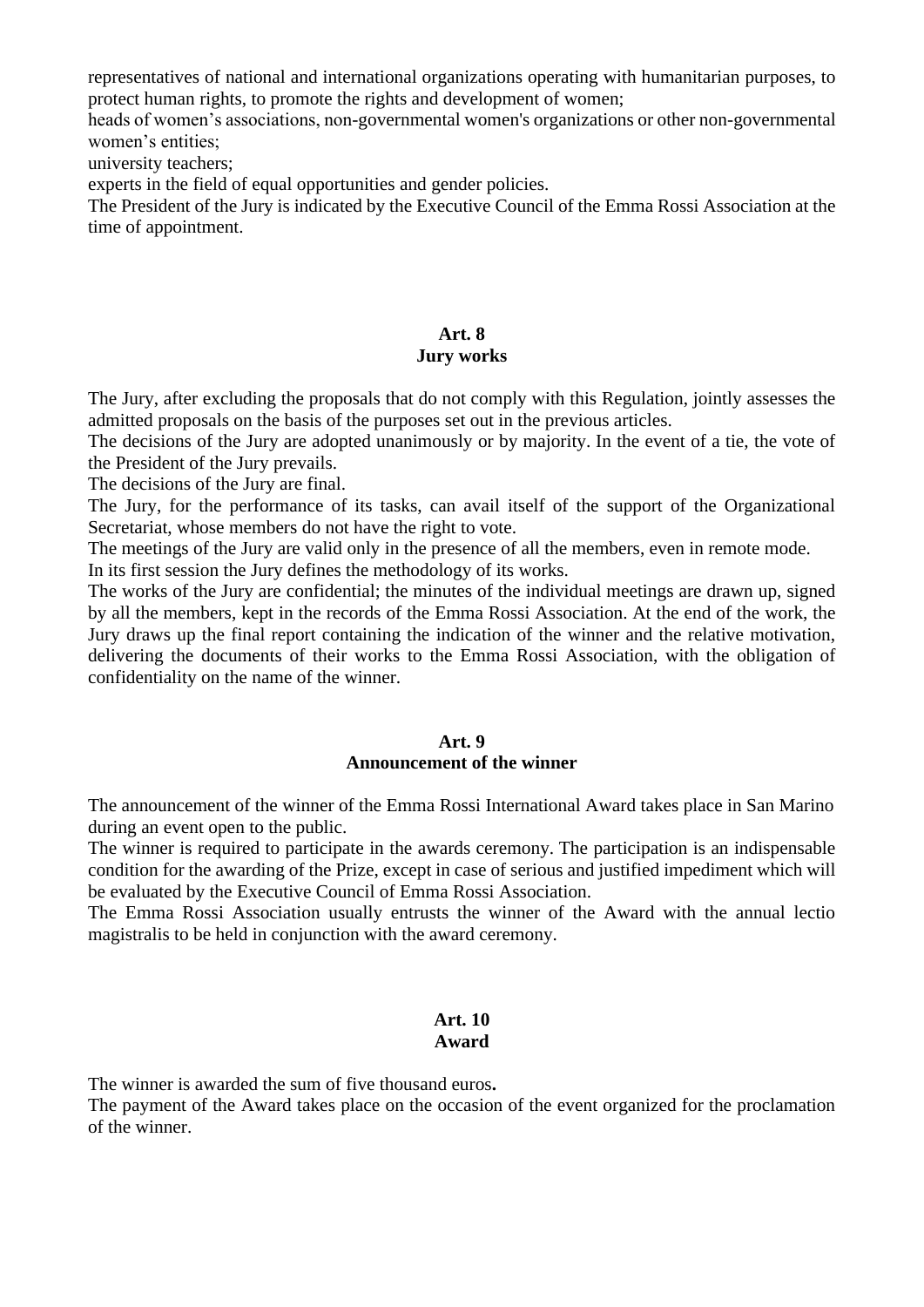representatives of national and international organizations operating with humanitarian purposes, to protect human rights, to promote the rights and development of women;
heads of women's associations, non-governmental women's organizations or other non-governmental women's entities;
university teachers;
experts in the field of equal opportunities and gender policies.
The President of the Jury is indicated by the Executive Council of the Emma Rossi Association at the time of appointment.

## Art. 8
## Jury works

The Jury, after excluding the proposals that do not comply with this Regulation, jointly assesses the admitted proposals on the basis of the purposes set out in the previous articles.
The decisions of the Jury are adopted unanimously or by majority. In the event of a tie, the vote of the President of the Jury prevails.
The decisions of the Jury are final.
The Jury, for the performance of its tasks, can avail itself of the support of the Organizational Secretariat, whose members do not have the right to vote.
The meetings of the Jury are valid only in the presence of all the members, even in remote mode.
In its first session the Jury defines the methodology of its works.
The works of the Jury are confidential; the minutes of the individual meetings are drawn up, signed by all the members, kept in the records of the Emma Rossi Association. At the end of the work, the Jury draws up the final report containing the indication of the winner and the relative motivation, delivering the documents of their works to the Emma Rossi Association, with the obligation of confidentiality on the name of the winner.

## Art. 9
## Announcement of the winner

The announcement of the winner of the Emma Rossi International Award takes place in San Marino during an event open to the public.
The winner is required to participate in the awards ceremony. The participation is an indispensable condition for the awarding of the Prize, except in case of serious and justified impediment which will be evaluated by the Executive Council of Emma Rossi Association.
The Emma Rossi Association usually entrusts the winner of the Award with the annual lectio magistralis to be held in conjunction with the award ceremony.

## Art. 10
## Award

The winner is awarded the sum of five thousand euros**.**
The payment of the Award takes place on the occasion of the event organized for the proclamation of the winner.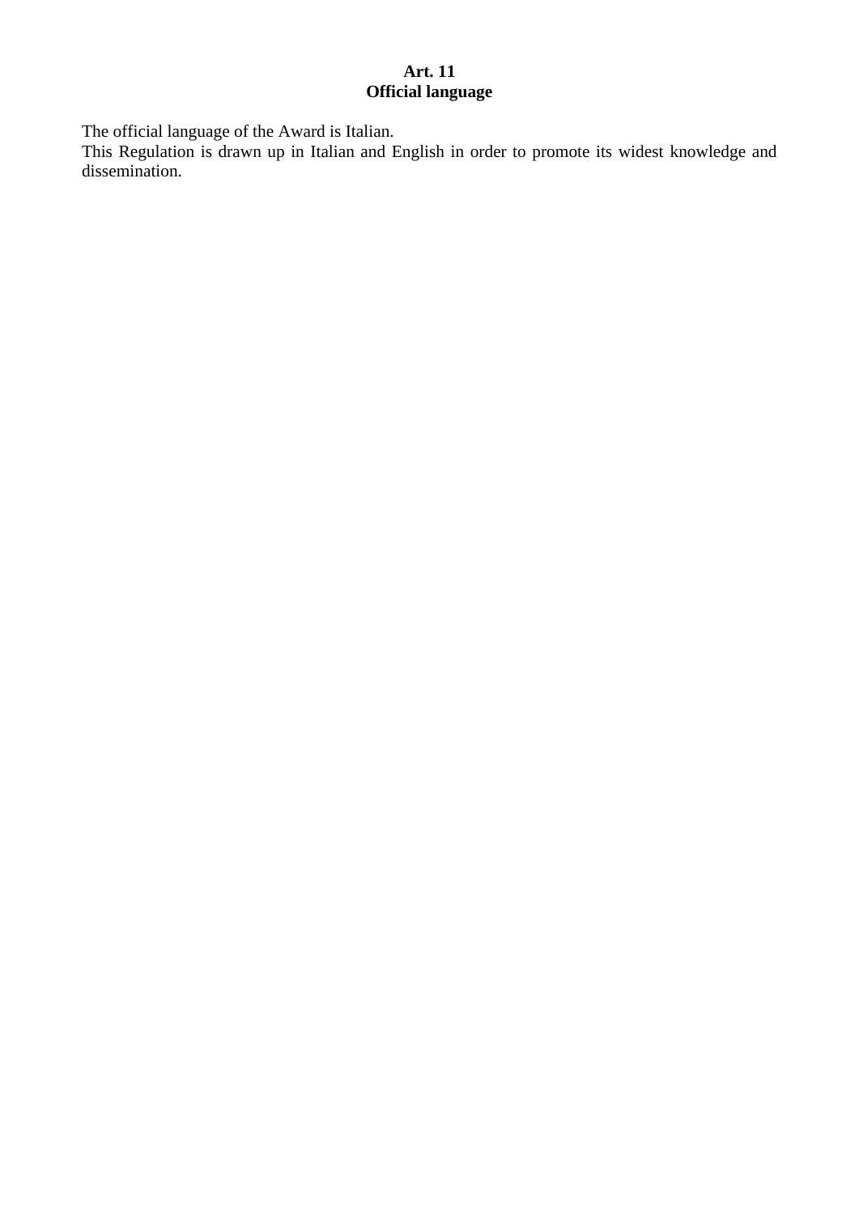## Art. 11
## Official language

The official language of the Award is Italian.
This Regulation is drawn up in Italian and English in order to promote its widest knowledge and dissemination.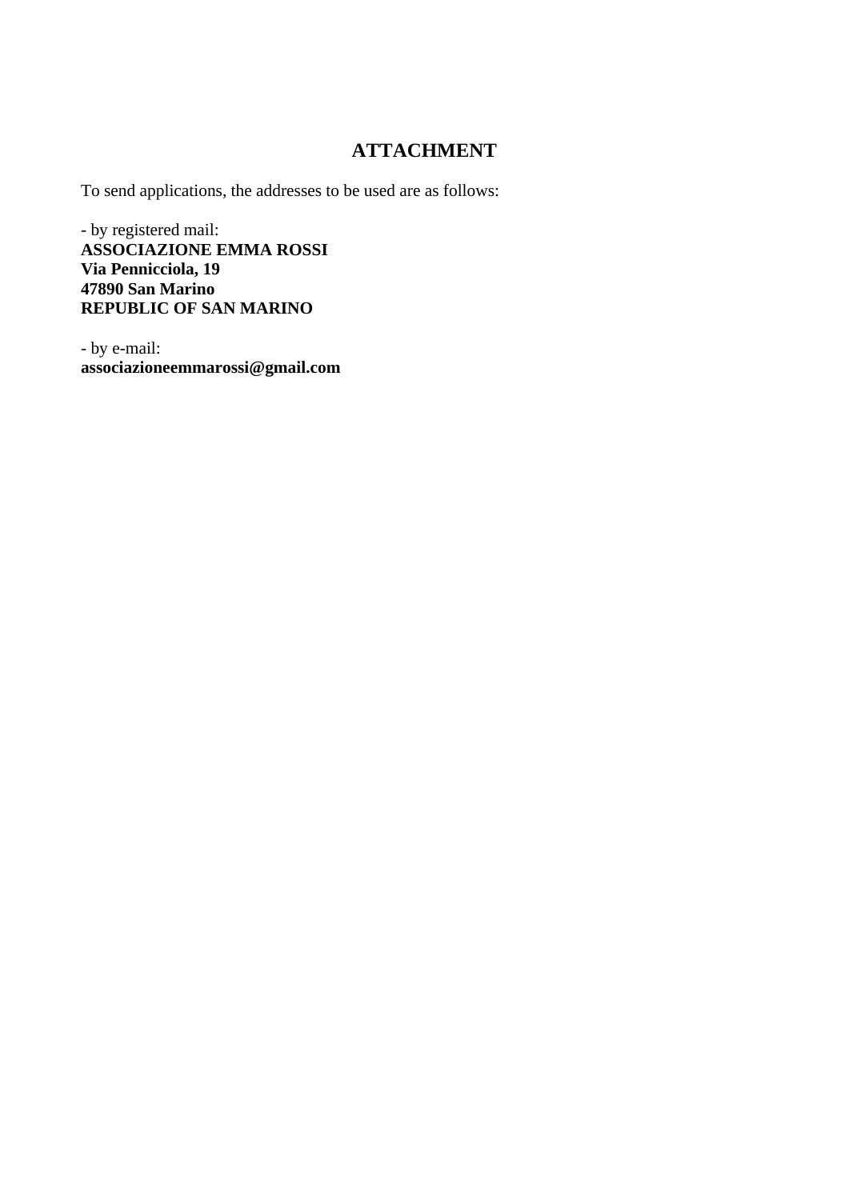# ATTACHMENT

To send applications, the addresses to be used are as follows:

- by registered mail:
**ASSOCIAZIONE EMMA ROSSI**
**Via Pennicciola, 19**
**47890 San Marino**
**REPUBLIC OF SAN MARINO**

- by e-mail:
**associazioneemmarossi@gmail.com**